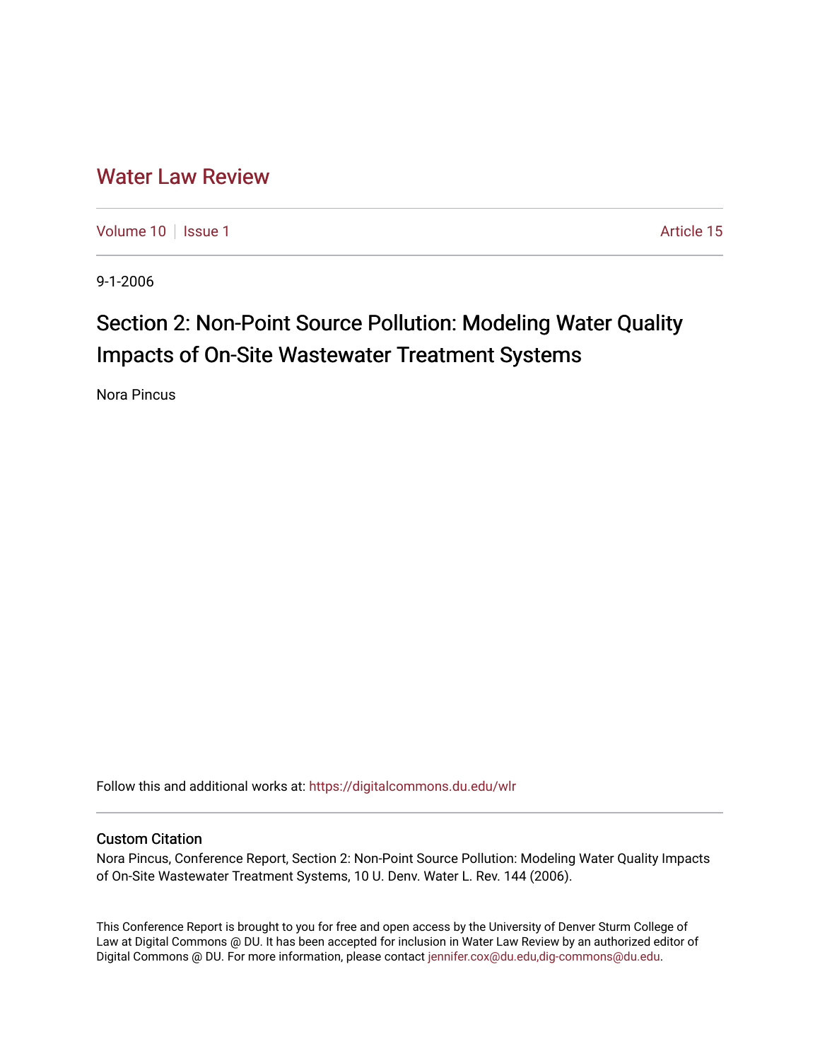# Water Law Review

Volume 10 | Issue 1 | Article 15

9-1-2006

## Section 2: Non-Point Source Pollution: Modeling Water Quality Impacts of On-Site Wastewater Treatment Systems

Nora Pincus

Follow this and additional works at: https://digitalcommons.du.edu/wlr

### Custom Citation

Nora Pincus, Conference Report, Section 2: Non-Point Source Pollution: Modeling Water Quality Impacts of On-Site Wastewater Treatment Systems, 10 U. Denv. Water L. Rev. 144 (2006).

This Conference Report is brought to you for free and open access by the University of Denver Sturm College of Law at Digital Commons @ DU. It has been accepted for inclusion in Water Law Review by an authorized editor of Digital Commons @ DU. For more information, please contact jennifer.cox@du.edu,dig-commons@du.edu.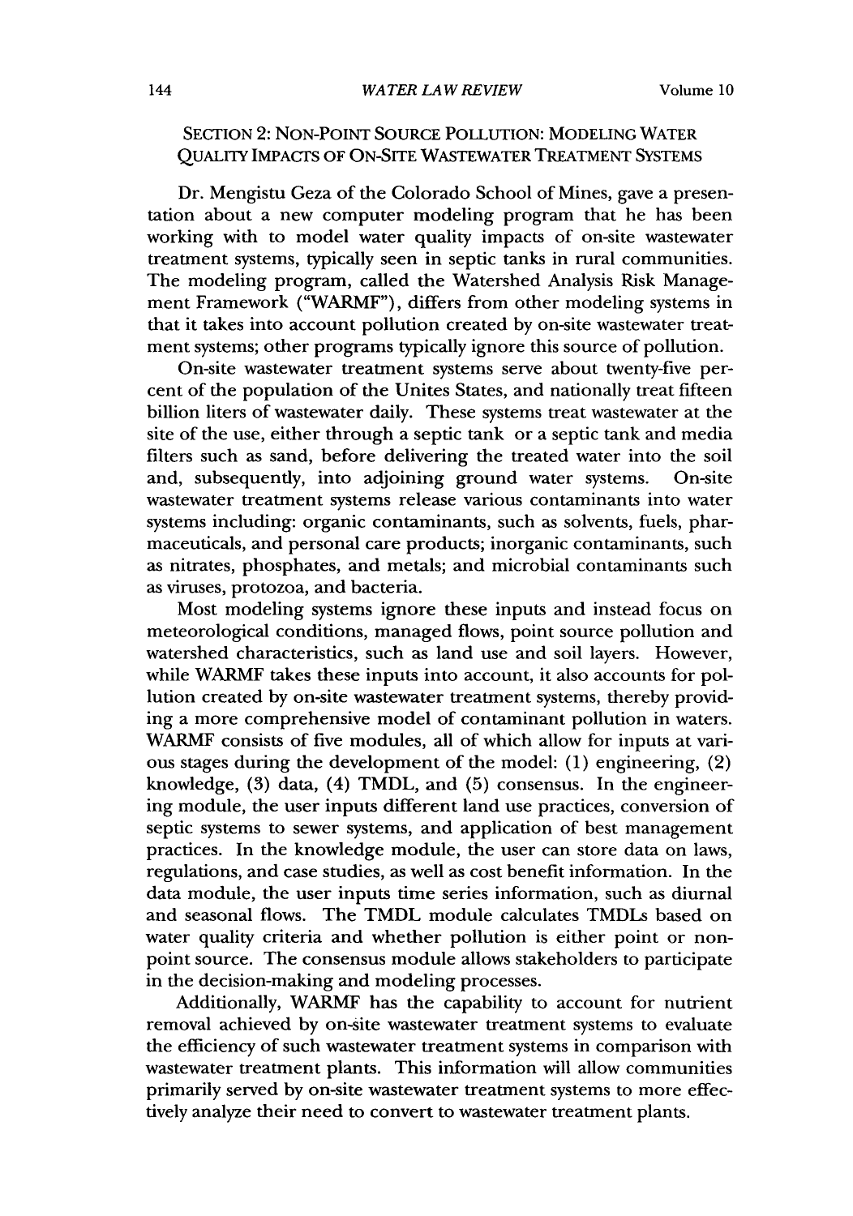## SECTION 2: NON-POINT SOURCE POLLUTION: MODELING WATER QUALITY IMPACTS OF ON-SITE WASTEWATER TREATMENT SYSTEMS

Dr. Mengistu Geza of the Colorado School of Mines, gave a presentation about a new computer modeling program that he has been working with to model water quality impacts of on-site wastewater treatment systems, typically seen in septic tanks in rural communities. The modeling program, called the Watershed Analysis Risk Management Framework ("WARMF"), differs from other modeling systems in that it takes into account pollution created by on-site wastewater treatment systems; other programs typically ignore this source of pollution.

On-site wastewater treatment systems serve about twenty-five percent of the population of the Unites States, and nationally treat fifteen billion liters of wastewater daily. These systems treat wastewater at the site of the use, either through a septic tank or a septic tank and media filters such as sand, before delivering the treated water into the soil and, subsequently, into adjoining ground water systems. On-site wastewater treatment systems release various contaminants into water systems including: organic contaminants, such as solvents, fuels, pharmaceuticals, and personal care products; inorganic contaminants, such as nitrates, phosphates, and metals; and microbial contaminants such as viruses, protozoa, and bacteria.

Most modeling systems ignore these inputs and instead focus on meteorological conditions, managed flows, point source pollution and watershed characteristics, such as land use and soil layers. However, while WARMF takes these inputs into account, it also accounts for pollution created by on-site wastewater treatment systems, thereby providing a more comprehensive model of contaminant pollution in waters. WARMF consists of five modules, all of which allow for inputs at various stages during the development of the model: (1) engineering, (2) knowledge, (3) data, (4) TMDL, and (5) consensus. In the engineering module, the user inputs different land use practices, conversion of septic systems to sewer systems, and application of best management practices. In the knowledge module, the user can store data on laws, regulations, and case studies, as well as cost benefit information. In the data module, the user inputs time series information, such as diurnal and seasonal flows. The TMDL module calculates TMDLs based on water quality criteria and whether pollution is either point or non-point source. The consensus module allows stakeholders to participate in the decision-making and modeling processes.

Additionally, WARMF has the capability to account for nutrient removal achieved by on-site wastewater treatment systems to evaluate the efficiency of such wastewater treatment systems in comparison with wastewater treatment plants. This information will allow communities primarily served by on-site wastewater treatment systems to more effectively analyze their need to convert to wastewater treatment plants.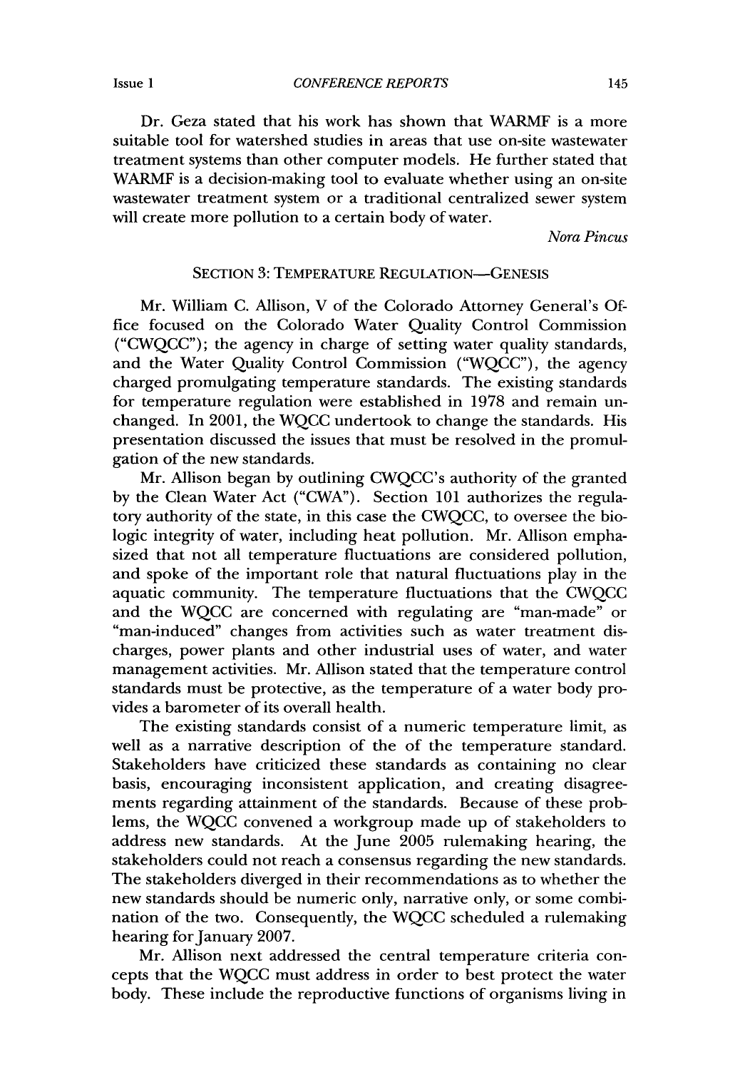Dr. Geza stated that his work has shown that WARMF is a more suitable tool for watershed studies in areas that use on-site wastewater treatment systems than other computer models. He further stated that WARMF is a decision-making tool to evaluate whether using an on-site wastewater treatment system or a traditional centralized sewer system will create more pollution to a certain body of water.

*Nora Pincus*

## SECTION 3: TEMPERATURE REGULATION—GENESIS

Mr. William C. Allison, V of the Colorado Attorney General's Office focused on the Colorado Water Quality Control Commission ("CWQCC"); the agency in charge of setting water quality standards, and the Water Quality Control Commission ("WQCC"), the agency charged promulgating temperature standards. The existing standards for temperature regulation were established in 1978 and remain unchanged. In 2001, the WQCC undertook to change the standards. His presentation discussed the issues that must be resolved in the promulgation of the new standards.

Mr. Allison began by outlining CWQCC's authority of the granted by the Clean Water Act ("CWA"). Section 101 authorizes the regulatory authority of the state, in this case the CWQCC, to oversee the biologic integrity of water, including heat pollution. Mr. Allison emphasized that not all temperature fluctuations are considered pollution, and spoke of the important role that natural fluctuations play in the aquatic community. The temperature fluctuations that the CWQCC and the WQCC are concerned with regulating are "man-made" or "man-induced" changes from activities such as water treatment discharges, power plants and other industrial uses of water, and water management activities. Mr. Allison stated that the temperature control standards must be protective, as the temperature of a water body provides a barometer of its overall health.

The existing standards consist of a numeric temperature limit, as well as a narrative description of the of the temperature standard. Stakeholders have criticized these standards as containing no clear basis, encouraging inconsistent application, and creating disagreements regarding attainment of the standards. Because of these problems, the WQCC convened a workgroup made up of stakeholders to address new standards. At the June 2005 rulemaking hearing, the stakeholders could not reach a consensus regarding the new standards. The stakeholders diverged in their recommendations as to whether the new standards should be numeric only, narrative only, or some combination of the two. Consequently, the WQCC scheduled a rulemaking hearing for January 2007.

Mr. Allison next addressed the central temperature criteria concepts that the WQCC must address in order to best protect the water body. These include the reproductive functions of organisms living in